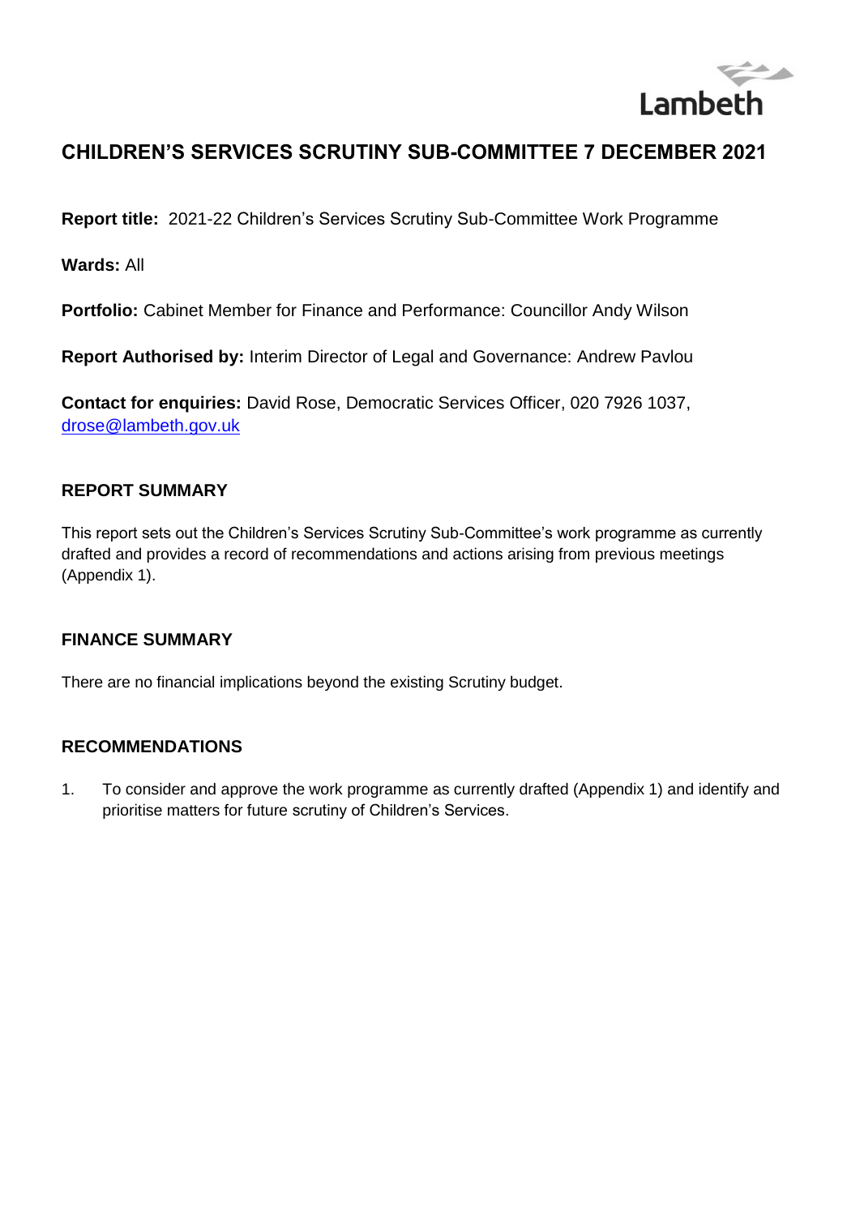Lambeth

# CHILDREN'S SERVICES SCRUTINY SUB-COMMITTEE 7 DECEMBER 2021

**Report title:** 2021-22 Children's Services Scrutiny Sub-Committee Work Programme

**Wards:** All

**Portfolio:** Cabinet Member for Finance and Performance: Councillor Andy Wilson

**Report Authorised by:** Interim Director of Legal and Governance: Andrew Pavlou

**Contact for enquiries:** David Rose, Democratic Services Officer, 020 7926 1037, drose@lambeth.gov.uk

## REPORT SUMMARY

This report sets out the Children's Services Scrutiny Sub-Committee's work programme as currently drafted and provides a record of recommendations and actions arising from previous meetings (Appendix 1).

## FINANCE SUMMARY

There are no financial implications beyond the existing Scrutiny budget.

## RECOMMENDATIONS

1. To consider and approve the work programme as currently drafted (Appendix 1) and identify and prioritise matters for future scrutiny of Children's Services.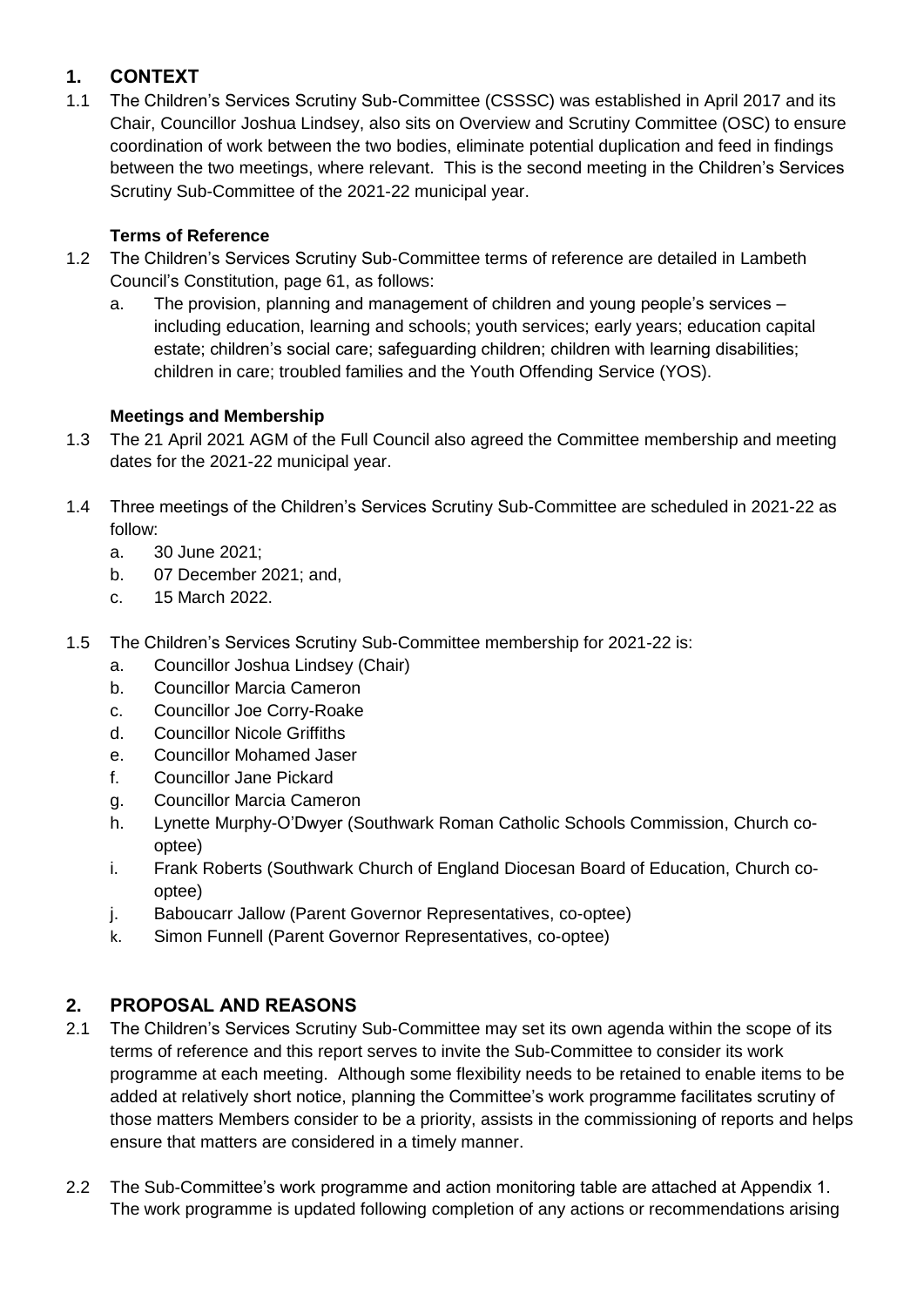## 1. CONTEXT

1.1 The Children's Services Scrutiny Sub-Committee (CSSSC) was established in April 2017 and its Chair, Councillor Joshua Lindsey, also sits on Overview and Scrutiny Committee (OSC) to ensure coordination of work between the two bodies, eliminate potential duplication and feed in findings between the two meetings, where relevant. This is the second meeting in the Children's Services Scrutiny Sub-Committee of the 2021-22 municipal year.

### Terms of Reference

1.2 The Children's Services Scrutiny Sub-Committee terms of reference are detailed in Lambeth Council's Constitution, page 61, as follows:

a. The provision, planning and management of children and young people's services – including education, learning and schools; youth services; early years; education capital estate; children's social care; safeguarding children; children with learning disabilities; children in care; troubled families and the Youth Offending Service (YOS).

### Meetings and Membership

1.3 The 21 April 2021 AGM of the Full Council also agreed the Committee membership and meeting dates for the 2021-22 municipal year.

1.4 Three meetings of the Children's Services Scrutiny Sub-Committee are scheduled in 2021-22 as follow:

a. 30 June 2021;
b. 07 December 2021; and,
c. 15 March 2022.

1.5 The Children's Services Scrutiny Sub-Committee membership for 2021-22 is:

a. Councillor Joshua Lindsey (Chair)
b. Councillor Marcia Cameron
c. Councillor Joe Corry-Roake
d. Councillor Nicole Griffiths
e. Councillor Mohamed Jaser
f. Councillor Jane Pickard
g. Councillor Marcia Cameron
h. Lynette Murphy-O'Dwyer (Southwark Roman Catholic Schools Commission, Church co-optee)
i. Frank Roberts (Southwark Church of England Diocesan Board of Education, Church co-optee)
j. Baboucarr Jallow (Parent Governor Representatives, co-optee)
k. Simon Funnell (Parent Governor Representatives, co-optee)

## 2. PROPOSAL AND REASONS

2.1 The Children's Services Scrutiny Sub-Committee may set its own agenda within the scope of its terms of reference and this report serves to invite the Sub-Committee to consider its work programme at each meeting. Although some flexibility needs to be retained to enable items to be added at relatively short notice, planning the Committee's work programme facilitates scrutiny of those matters Members consider to be a priority, assists in the commissioning of reports and helps ensure that matters are considered in a timely manner.

2.2 The Sub-Committee's work programme and action monitoring table are attached at Appendix 1. The work programme is updated following completion of any actions or recommendations arising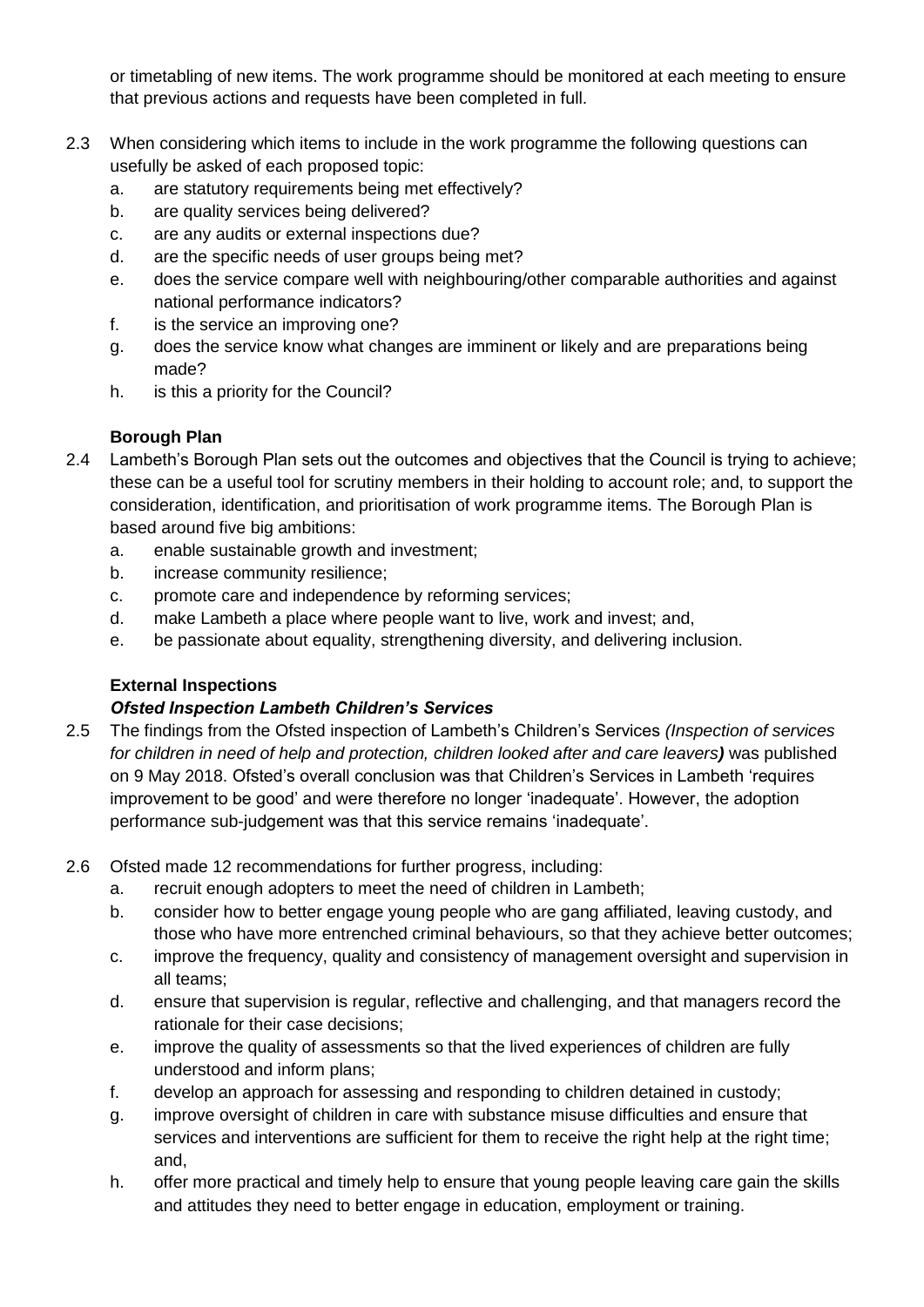or timetabling of new items. The work programme should be monitored at each meeting to ensure that previous actions and requests have been completed in full.

2.3 When considering which items to include in the work programme the following questions can usefully be asked of each proposed topic:

a. are statutory requirements being met effectively?
b. are quality services being delivered?
c. are any audits or external inspections due?
d. are the specific needs of user groups being met?
e. does the service compare well with neighbouring/other comparable authorities and against national performance indicators?
f. is the service an improving one?
g. does the service know what changes are imminent or likely and are preparations being made?
h. is this a priority for the Council?

**Borough Plan**

2.4 Lambeth's Borough Plan sets out the outcomes and objectives that the Council is trying to achieve; these can be a useful tool for scrutiny members in their holding to account role; and, to support the consideration, identification, and prioritisation of work programme items. The Borough Plan is based around five big ambitions:

a. enable sustainable growth and investment;
b. increase community resilience;
c. promote care and independence by reforming services;
d. make Lambeth a place where people want to live, work and invest; and,
e. be passionate about equality, strengthening diversity, and delivering inclusion.

**External Inspections**

***Ofsted Inspection Lambeth Children's Services***

2.5 The findings from the Ofsted inspection of Lambeth's Children's Services *(Inspection of services for children in need of help and protection, children looked after and care leavers)* was published on 9 May 2018. Ofsted's overall conclusion was that Children's Services in Lambeth 'requires improvement to be good' and were therefore no longer 'inadequate'. However, the adoption performance sub-judgement was that this service remains 'inadequate'.

2.6 Ofsted made 12 recommendations for further progress, including:

a. recruit enough adopters to meet the need of children in Lambeth;
b. consider how to better engage young people who are gang affiliated, leaving custody, and those who have more entrenched criminal behaviours, so that they achieve better outcomes;
c. improve the frequency, quality and consistency of management oversight and supervision in all teams;
d. ensure that supervision is regular, reflective and challenging, and that managers record the rationale for their case decisions;
e. improve the quality of assessments so that the lived experiences of children are fully understood and inform plans;
f. develop an approach for assessing and responding to children detained in custody;
g. improve oversight of children in care with substance misuse difficulties and ensure that services and interventions are sufficient for them to receive the right help at the right time; and,
h. offer more practical and timely help to ensure that young people leaving care gain the skills and attitudes they need to better engage in education, employment or training.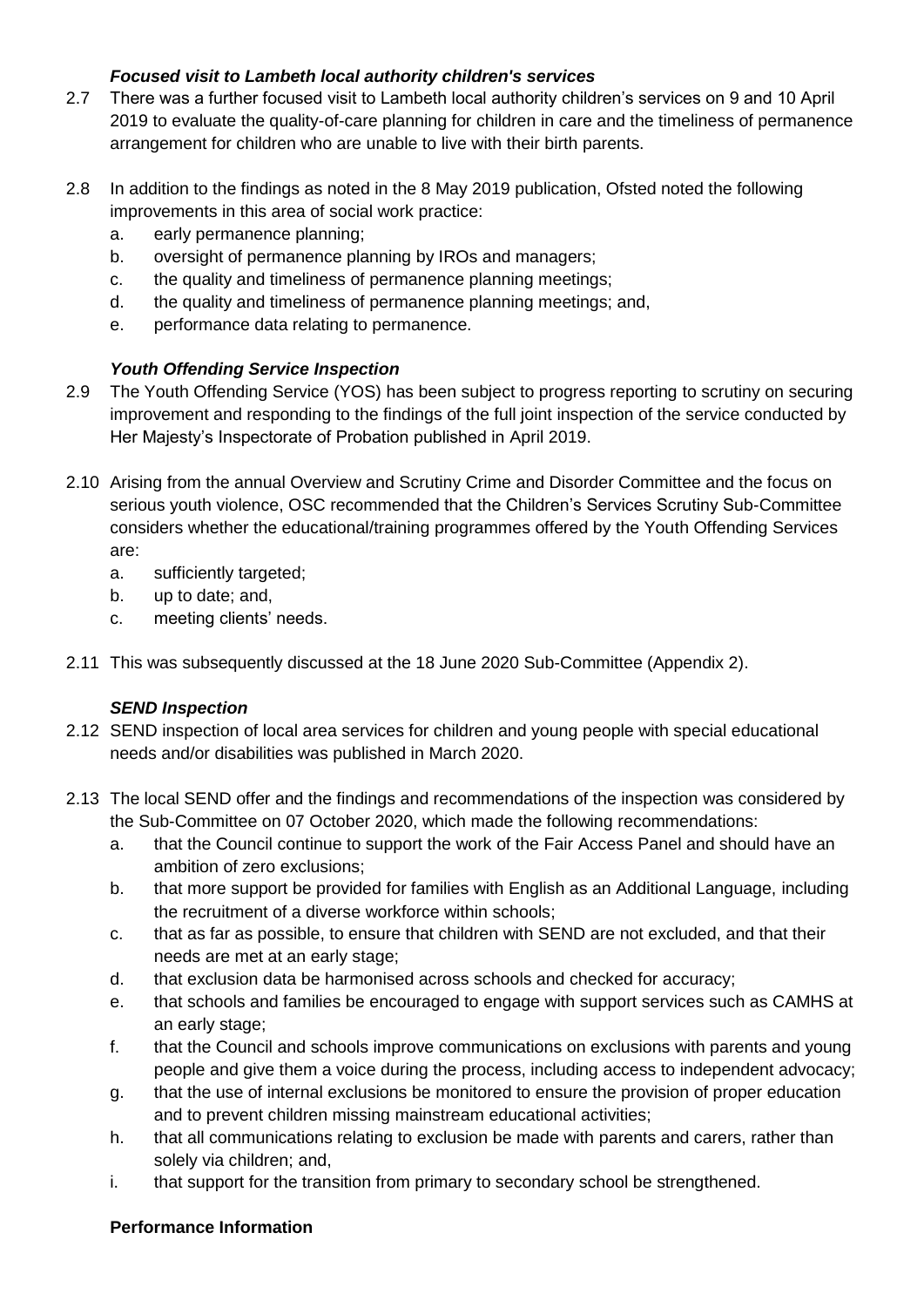### *Focused visit to Lambeth local authority children's services*

2.7 There was a further focused visit to Lambeth local authority children's services on 9 and 10 April 2019 to evaluate the quality-of-care planning for children in care and the timeliness of permanence arrangement for children who are unable to live with their birth parents.

2.8 In addition to the findings as noted in the 8 May 2019 publication, Ofsted noted the following improvements in this area of social work practice:
   a. early permanence planning;
   b. oversight of permanence planning by IROs and managers;
   c. the quality and timeliness of permanence planning meetings;
   d. the quality and timeliness of permanence planning meetings; and,
   e. performance data relating to permanence.

### *Youth Offending Service Inspection*

2.9 The Youth Offending Service (YOS) has been subject to progress reporting to scrutiny on securing improvement and responding to the findings of the full joint inspection of the service conducted by Her Majesty's Inspectorate of Probation published in April 2019.

2.10 Arising from the annual Overview and Scrutiny Crime and Disorder Committee and the focus on serious youth violence, OSC recommended that the Children's Services Scrutiny Sub-Committee considers whether the educational/training programmes offered by the Youth Offending Services are:
   a. sufficiently targeted;
   b. up to date; and,
   c. meeting clients' needs.

2.11 This was subsequently discussed at the 18 June 2020 Sub-Committee (Appendix 2).

### *SEND Inspection*

2.12 SEND inspection of local area services for children and young people with special educational needs and/or disabilities was published in March 2020.

2.13 The local SEND offer and the findings and recommendations of the inspection was considered by the Sub-Committee on 07 October 2020, which made the following recommendations:
   a. that the Council continue to support the work of the Fair Access Panel and should have an ambition of zero exclusions;
   b. that more support be provided for families with English as an Additional Language, including the recruitment of a diverse workforce within schools;
   c. that as far as possible, to ensure that children with SEND are not excluded, and that their needs are met at an early stage;
   d. that exclusion data be harmonised across schools and checked for accuracy;
   e. that schools and families be encouraged to engage with support services such as CAMHS at an early stage;
   f. that the Council and schools improve communications on exclusions with parents and young people and give them a voice during the process, including access to independent advocacy;
   g. that the use of internal exclusions be monitored to ensure the provision of proper education and to prevent children missing mainstream educational activities;
   h. that all communications relating to exclusion be made with parents and carers, rather than solely via children; and,
   i. that support for the transition from primary to secondary school be strengthened.

### **Performance Information**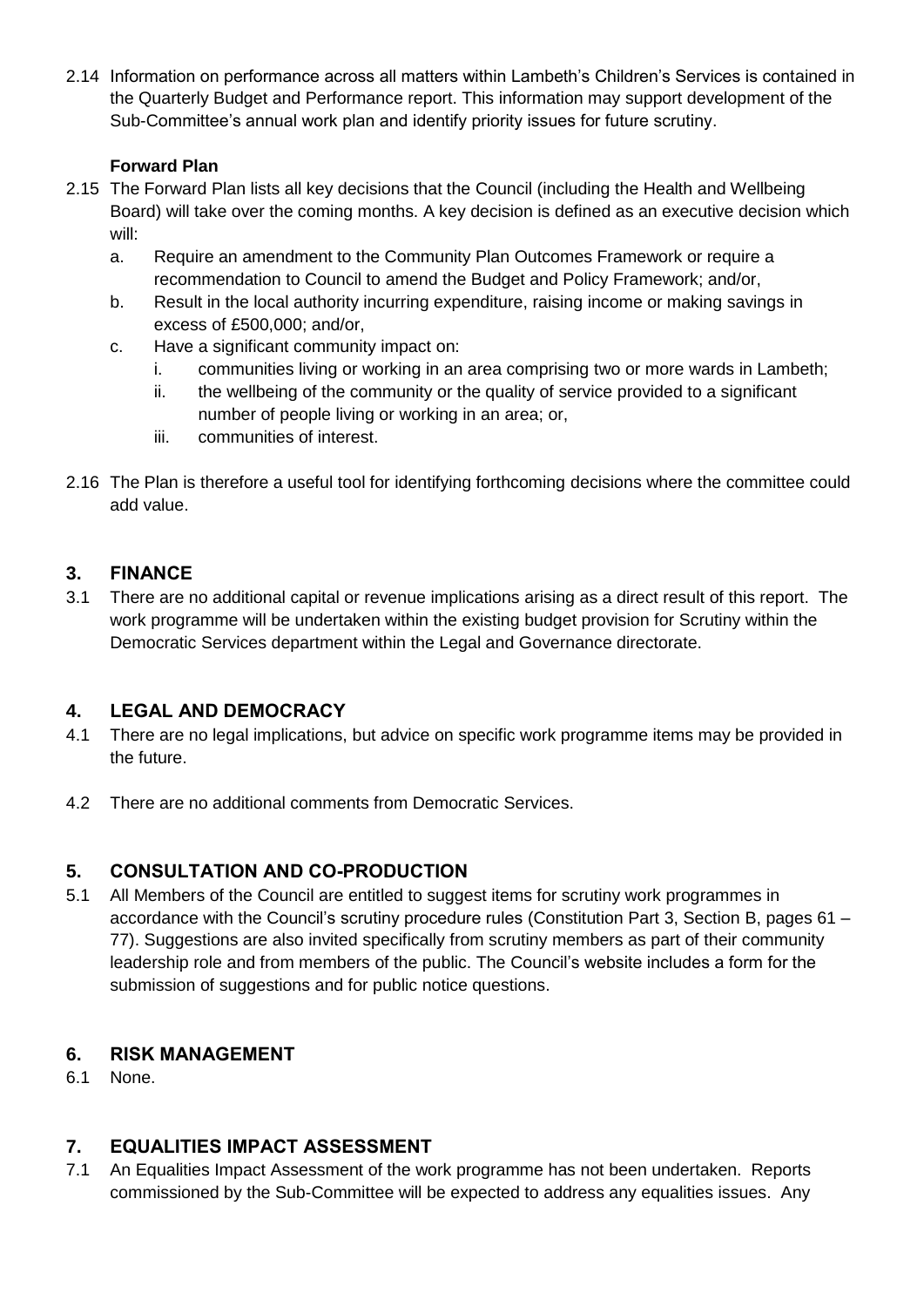2.14 Information on performance across all matters within Lambeth's Children's Services is contained in the Quarterly Budget and Performance report. This information may support development of the Sub-Committee's annual work plan and identify priority issues for future scrutiny.

**Forward Plan**

2.15 The Forward Plan lists all key decisions that the Council (including the Health and Wellbeing Board) will take over the coming months. A key decision is defined as an executive decision which will:

a. Require an amendment to the Community Plan Outcomes Framework or require a recommendation to Council to amend the Budget and Policy Framework; and/or,

b. Result in the local authority incurring expenditure, raising income or making savings in excess of £500,000; and/or,

c. Have a significant community impact on:

i. communities living or working in an area comprising two or more wards in Lambeth;

ii. the wellbeing of the community or the quality of service provided to a significant number of people living or working in an area; or,

iii. communities of interest.

2.16 The Plan is therefore a useful tool for identifying forthcoming decisions where the committee could add value.

## 3. FINANCE

3.1 There are no additional capital or revenue implications arising as a direct result of this report. The work programme will be undertaken within the existing budget provision for Scrutiny within the Democratic Services department within the Legal and Governance directorate.

## 4. LEGAL AND DEMOCRACY

4.1 There are no legal implications, but advice on specific work programme items may be provided in the future.

4.2 There are no additional comments from Democratic Services.

## 5. CONSULTATION AND CO-PRODUCTION

5.1 All Members of the Council are entitled to suggest items for scrutiny work programmes in accordance with the Council's scrutiny procedure rules (Constitution Part 3, Section B, pages 61 – 77). Suggestions are also invited specifically from scrutiny members as part of their community leadership role and from members of the public. The Council's website includes a form for the submission of suggestions and for public notice questions.

## 6. RISK MANAGEMENT

6.1 None.

## 7. EQUALITIES IMPACT ASSESSMENT

7.1 An Equalities Impact Assessment of the work programme has not been undertaken. Reports commissioned by the Sub-Committee will be expected to address any equalities issues. Any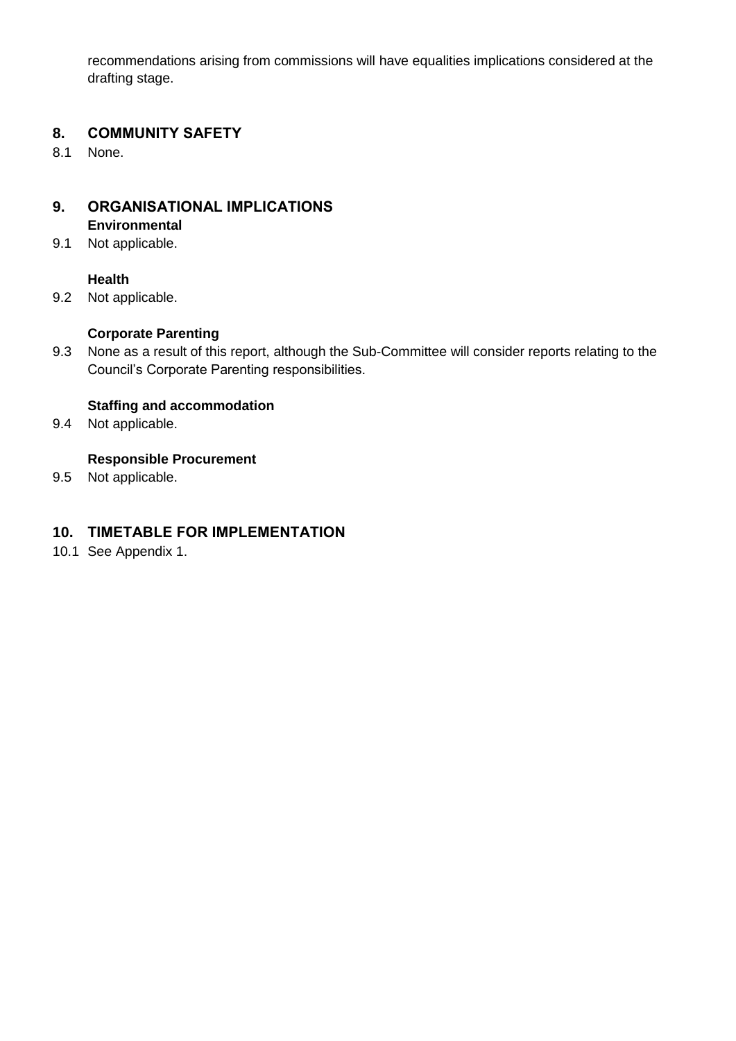recommendations arising from commissions will have equalities implications considered at the drafting stage.

## 8. COMMUNITY SAFETY

8.1 None.

## 9. ORGANISATIONAL IMPLICATIONS

**Environmental**

9.1 Not applicable.

**Health**

9.2 Not applicable.

**Corporate Parenting**

9.3 None as a result of this report, although the Sub-Committee will consider reports relating to the Council's Corporate Parenting responsibilities.

**Staffing and accommodation**

9.4 Not applicable.

**Responsible Procurement**

9.5 Not applicable.

## 10. TIMETABLE FOR IMPLEMENTATION

10.1 See Appendix 1.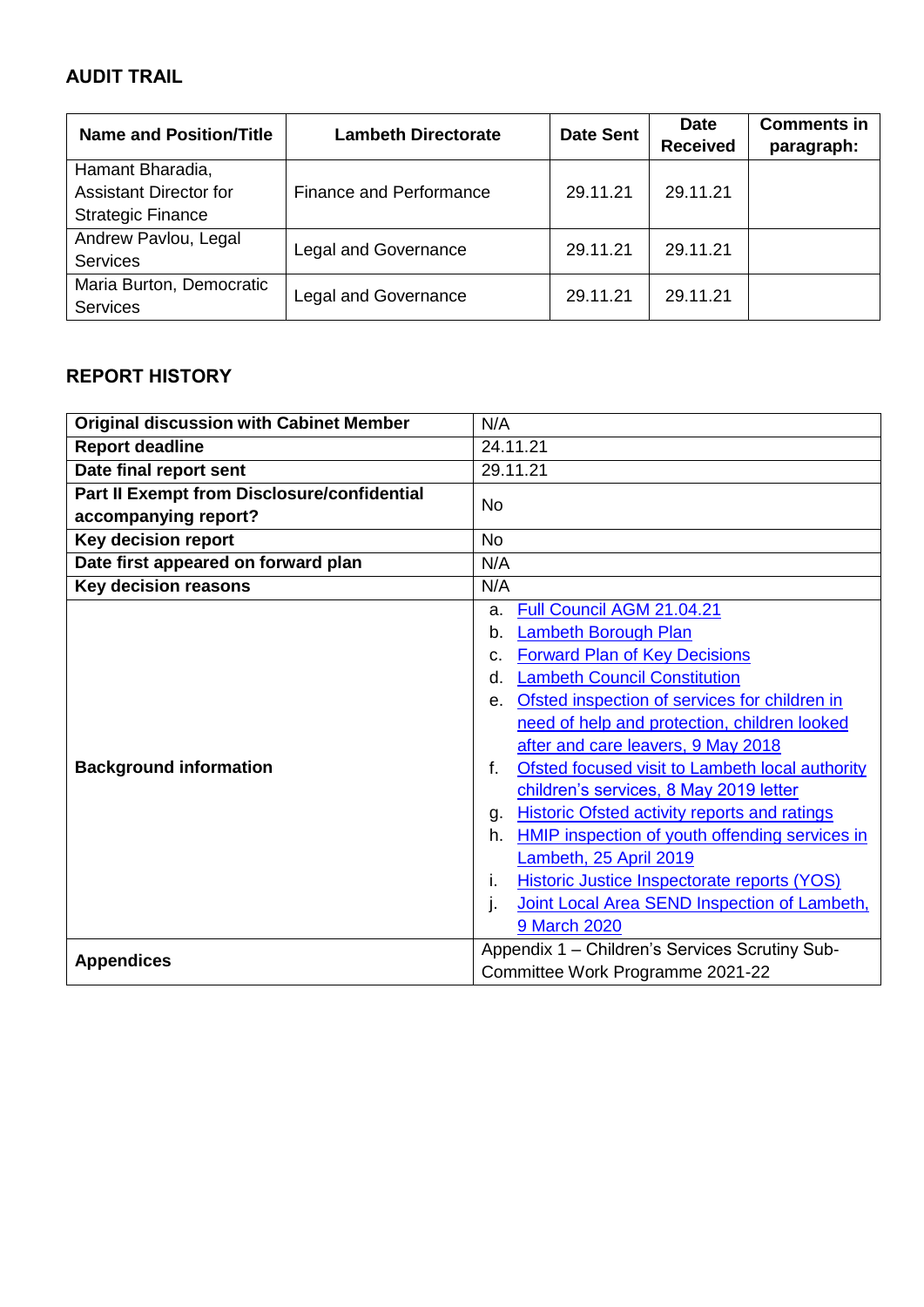## AUDIT TRAIL

| Name and Position/Title | Lambeth Directorate | Date Sent | Date Received | Comments in paragraph: |
|---|---|---|---|---|
| Hamant Bharadia, Assistant Director for Strategic Finance | Finance and Performance | 29.11.21 | 29.11.21 | |
| Andrew Pavlou, Legal Services | Legal and Governance | 29.11.21 | 29.11.21 | |
| Maria Burton, Democratic Services | Legal and Governance | 29.11.21 | 29.11.21 | |

## REPORT HISTORY

| | |
|---|---|
| **Original discussion with Cabinet Member** | N/A |
| **Report deadline** | 24.11.21 |
| **Date final report sent** | 29.11.21 |
| **Part II Exempt from Disclosure/confidential accompanying report?** | No |
| **Key decision report** | No |
| **Date first appeared on forward plan** | N/A |
| **Key decision reasons** | N/A |
| **Background information** | a. Full Council AGM 21.04.21<br>b. Lambeth Borough Plan<br>c. Forward Plan of Key Decisions<br>d. Lambeth Council Constitution<br>e. Ofsted inspection of services for children in need of help and protection, children looked after and care leavers, 9 May 2018<br>f. Ofsted focused visit to Lambeth local authority children's services, 8 May 2019 letter<br>g. Historic Ofsted activity reports and ratings<br>h. HMIP inspection of youth offending services in Lambeth, 25 April 2019<br>i. Historic Justice Inspectorate reports (YOS)<br>j. Joint Local Area SEND Inspection of Lambeth, 9 March 2020 |
| **Appendices** | Appendix 1 – Children's Services Scrutiny Sub-Committee Work Programme 2021-22 |